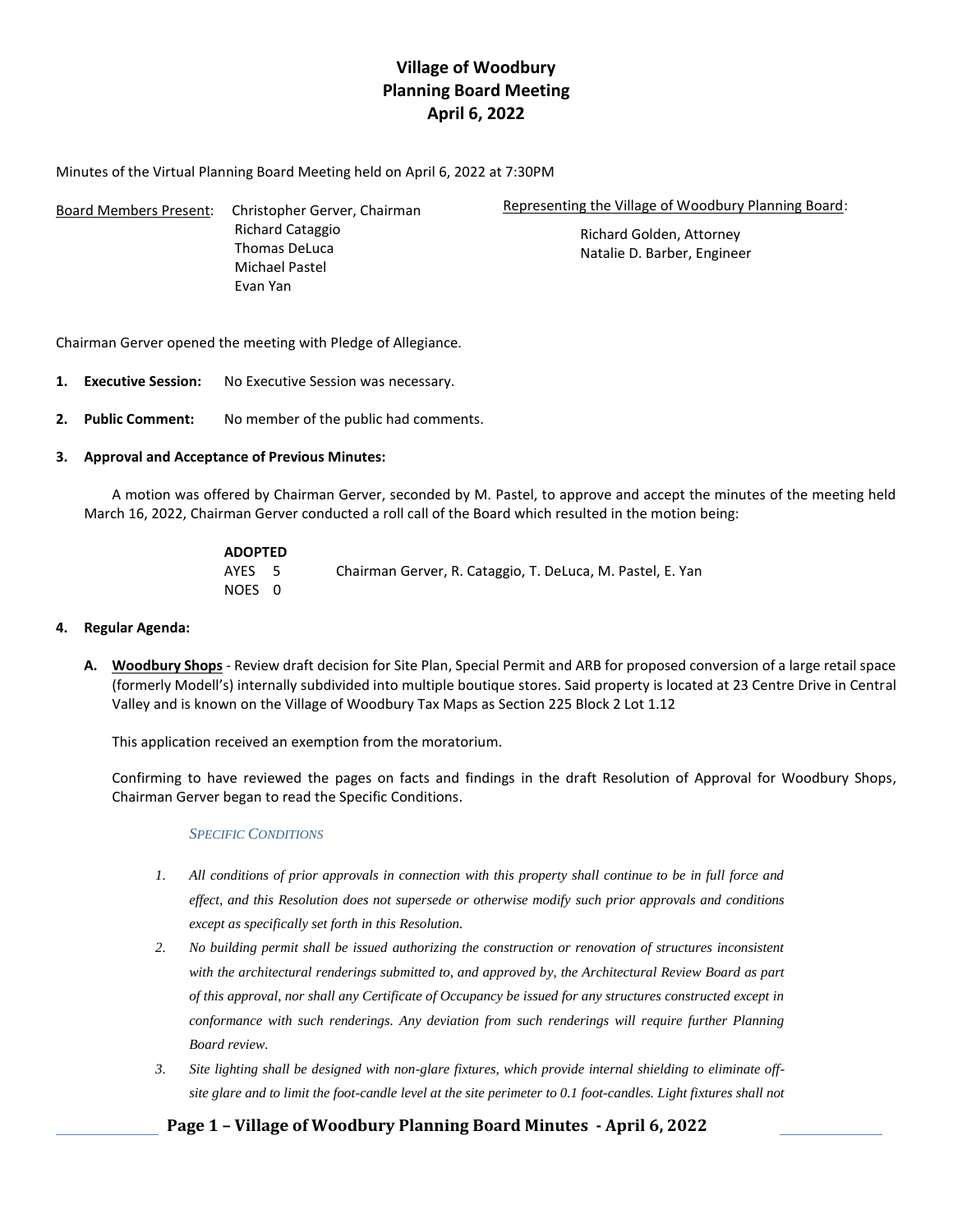# Village of Woodbury
## Planning Board Meeting
## April 6, 2022

Minutes of the Virtual Planning Board Meeting held on April 6, 2022 at 7:30PM

Board Members Present: Christopher Gerver, Chairman
Richard Cataggio
Thomas DeLuca
Michael Pastel
Evan Yan

Representing the Village of Woodbury Planning Board:
Richard Golden, Attorney
Natalie D. Barber, Engineer

Chairman Gerver opened the meeting with Pledge of Allegiance.

1. **Executive Session:** No Executive Session was necessary.

2. **Public Comment:** No member of the public had comments.

3. **Approval and Acceptance of Previous Minutes:**

A motion was offered by Chairman Gerver, seconded by M. Pastel, to approve and accept the minutes of the meeting held March 16, 2022, Chairman Gerver conducted a roll call of the Board which resulted in the motion being:

**ADOPTED**
AYES 5 Chairman Gerver, R. Cataggio, T. DeLuca, M. Pastel, E. Yan
NOES 0

4. **Regular Agenda:**

A. **Woodbury Shops** - Review draft decision for Site Plan, Special Permit and ARB for proposed conversion of a large retail space (formerly Modell's) internally subdivided into multiple boutique stores. Said property is located at 23 Centre Drive in Central Valley and is known on the Village of Woodbury Tax Maps as Section 225 Block 2 Lot 1.12

This application received an exemption from the moratorium.

Confirming to have reviewed the pages on facts and findings in the draft Resolution of Approval for Woodbury Shops, Chairman Gerver began to read the Specific Conditions.

*SPECIFIC CONDITIONS*

1. *All conditions of prior approvals in connection with this property shall continue to be in full force and effect, and this Resolution does not supersede or otherwise modify such prior approvals and conditions except as specifically set forth in this Resolution.*
2. *No building permit shall be issued authorizing the construction or renovation of structures inconsistent with the architectural renderings submitted to, and approved by, the Architectural Review Board as part of this approval, nor shall any Certificate of Occupancy be issued for any structures constructed except in conformance with such renderings. Any deviation from such renderings will require further Planning Board review.*
3. *Site lighting shall be designed with non-glare fixtures, which provide internal shielding to eliminate off-site glare and to limit the foot-candle level at the site perimeter to 0.1 foot-candles. Light fixtures shall not*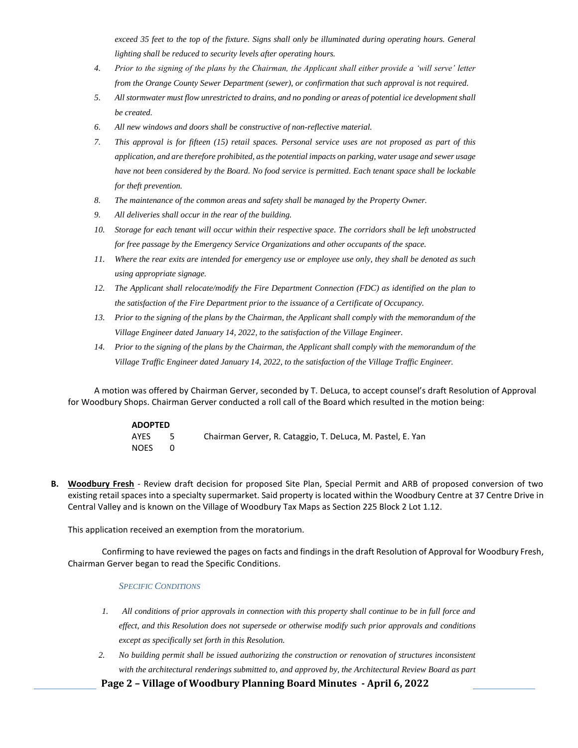*exceed 35 feet to the top of the fixture. Signs shall only be illuminated during operating hours. General lighting shall be reduced to security levels after operating hours.*

4. *Prior to the signing of the plans by the Chairman, the Applicant shall either provide a 'will serve' letter from the Orange County Sewer Department (sewer), or confirmation that such approval is not required.*
5. *All stormwater must flow unrestricted to drains, and no ponding or areas of potential ice development shall be created.*
6. *All new windows and doors shall be constructive of non-reflective material.*
7. *This approval is for fifteen (15) retail spaces. Personal service uses are not proposed as part of this application, and are therefore prohibited, as the potential impacts on parking, water usage and sewer usage have not been considered by the Board. No food service is permitted. Each tenant space shall be lockable for theft prevention.*
8. *The maintenance of the common areas and safety shall be managed by the Property Owner.*
9. *All deliveries shall occur in the rear of the building.*
10. *Storage for each tenant will occur within their respective space. The corridors shall be left unobstructed for free passage by the Emergency Service Organizations and other occupants of the space.*
11. *Where the rear exits are intended for emergency use or employee use only, they shall be denoted as such using appropriate signage.*
12. *The Applicant shall relocate/modify the Fire Department Connection (FDC) as identified on the plan to the satisfaction of the Fire Department prior to the issuance of a Certificate of Occupancy.*
13. *Prior to the signing of the plans by the Chairman, the Applicant shall comply with the memorandum of the Village Engineer dated January 14, 2022, to the satisfaction of the Village Engineer.*
14. *Prior to the signing of the plans by the Chairman, the Applicant shall comply with the memorandum of the Village Traffic Engineer dated January 14, 2022, to the satisfaction of the Village Traffic Engineer.*

A motion was offered by Chairman Gerver, seconded by T. DeLuca, to accept counsel's draft Resolution of Approval for Woodbury Shops. Chairman Gerver conducted a roll call of the Board which resulted in the motion being:

**ADOPTED**
AYES 5 Chairman Gerver, R. Cataggio, T. DeLuca, M. Pastel, E. Yan
NOES 0

**B. <u>Woodbury Fresh</u>** - Review draft decision for proposed Site Plan, Special Permit and ARB of proposed conversion of two existing retail spaces into a specialty supermarket. Said property is located within the Woodbury Centre at 37 Centre Drive in Central Valley and is known on the Village of Woodbury Tax Maps as Section 225 Block 2 Lot 1.12.

This application received an exemption from the moratorium.

Confirming to have reviewed the pages on facts and findings in the draft Resolution of Approval for Woodbury Fresh, Chairman Gerver began to read the Specific Conditions.

*SPECIFIC CONDITIONS*

1. *All conditions of prior approvals in connection with this property shall continue to be in full force and effect, and this Resolution does not supersede or otherwise modify such prior approvals and conditions except as specifically set forth in this Resolution.*
2. *No building permit shall be issued authorizing the construction or renovation of structures inconsistent with the architectural renderings submitted to, and approved by, the Architectural Review Board as part*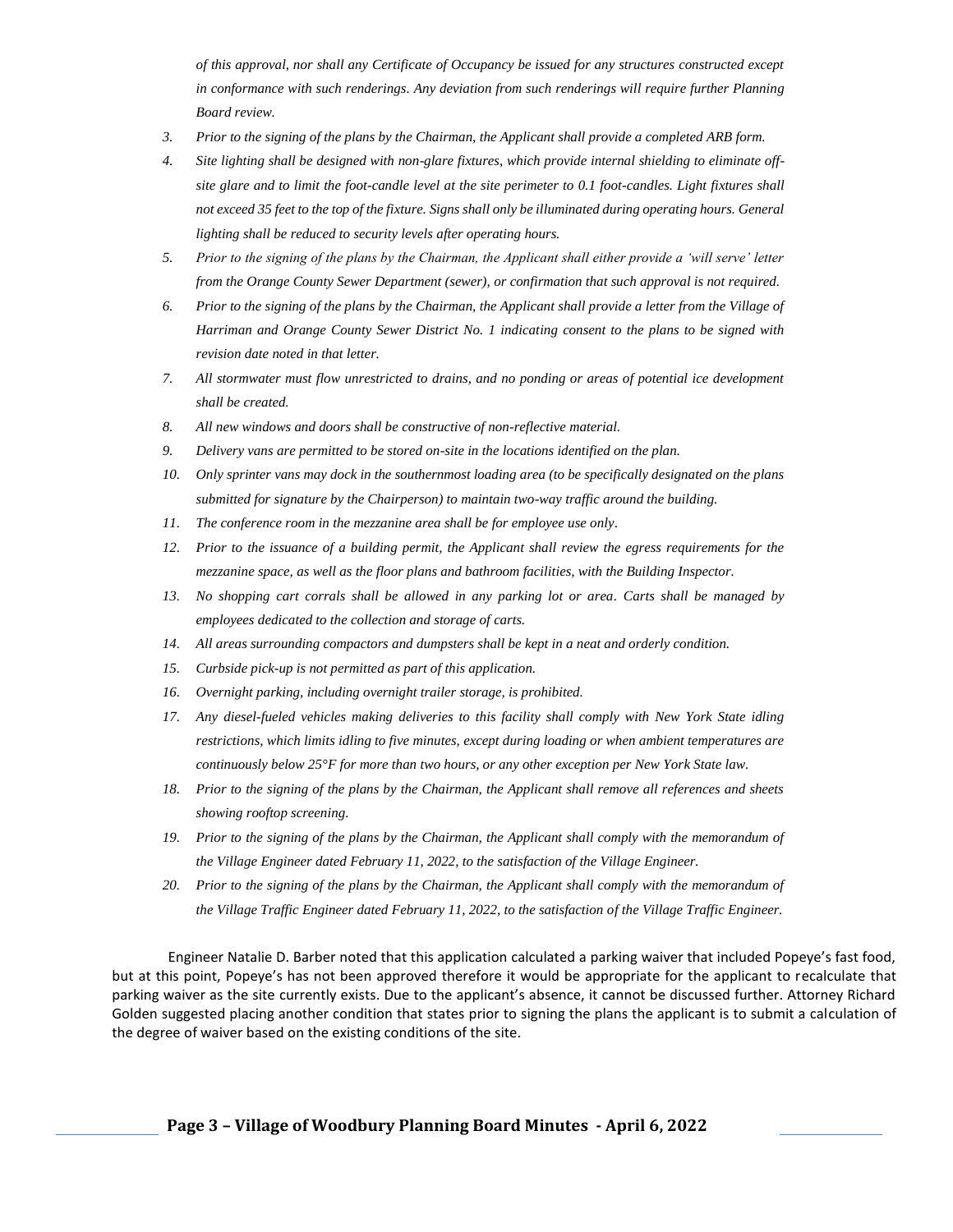*of this approval, nor shall any Certificate of Occupancy be issued for any structures constructed except in conformance with such renderings. Any deviation from such renderings will require further Planning Board review.*

3. *Prior to the signing of the plans by the Chairman, the Applicant shall provide a completed ARB form.*
4. *Site lighting shall be designed with non-glare fixtures, which provide internal shielding to eliminate off-site glare and to limit the foot-candle level at the site perimeter to 0.1 foot-candles. Light fixtures shall not exceed 35 feet to the top of the fixture. Signs shall only be illuminated during operating hours. General lighting shall be reduced to security levels after operating hours.*
5. *Prior to the signing of the plans by the Chairman, the Applicant shall either provide a 'will serve' letter from the Orange County Sewer Department (sewer), or confirmation that such approval is not required.*
6. *Prior to the signing of the plans by the Chairman, the Applicant shall provide a letter from the Village of Harriman and Orange County Sewer District No. 1 indicating consent to the plans to be signed with revision date noted in that letter.*
7. *All stormwater must flow unrestricted to drains, and no ponding or areas of potential ice development shall be created.*
8. *All new windows and doors shall be constructive of non-reflective material.*
9. *Delivery vans are permitted to be stored on-site in the locations identified on the plan.*
10. *Only sprinter vans may dock in the southernmost loading area (to be specifically designated on the plans submitted for signature by the Chairperson) to maintain two-way traffic around the building.*
11. *The conference room in the mezzanine area shall be for employee use only.*
12. *Prior to the issuance of a building permit, the Applicant shall review the egress requirements for the mezzanine space, as well as the floor plans and bathroom facilities, with the Building Inspector.*
13. *No shopping cart corrals shall be allowed in any parking lot or area. Carts shall be managed by employees dedicated to the collection and storage of carts.*
14. *All areas surrounding compactors and dumpsters shall be kept in a neat and orderly condition.*
15. *Curbside pick-up is not permitted as part of this application.*
16. *Overnight parking, including overnight trailer storage, is prohibited.*
17. *Any diesel-fueled vehicles making deliveries to this facility shall comply with New York State idling restrictions, which limits idling to five minutes, except during loading or when ambient temperatures are continuously below 25°F for more than two hours, or any other exception per New York State law.*
18. *Prior to the signing of the plans by the Chairman, the Applicant shall remove all references and sheets showing rooftop screening.*
19. *Prior to the signing of the plans by the Chairman, the Applicant shall comply with the memorandum of the Village Engineer dated February 11, 2022, to the satisfaction of the Village Engineer.*
20. *Prior to the signing of the plans by the Chairman, the Applicant shall comply with the memorandum of the Village Traffic Engineer dated February 11, 2022, to the satisfaction of the Village Traffic Engineer.*

Engineer Natalie D. Barber noted that this application calculated a parking waiver that included Popeye's fast food, but at this point, Popeye's has not been approved therefore it would be appropriate for the applicant to recalculate that parking waiver as the site currently exists. Due to the applicant's absence, it cannot be discussed further. Attorney Richard Golden suggested placing another condition that states prior to signing the plans the applicant is to submit a calculation of the degree of waiver based on the existing conditions of the site.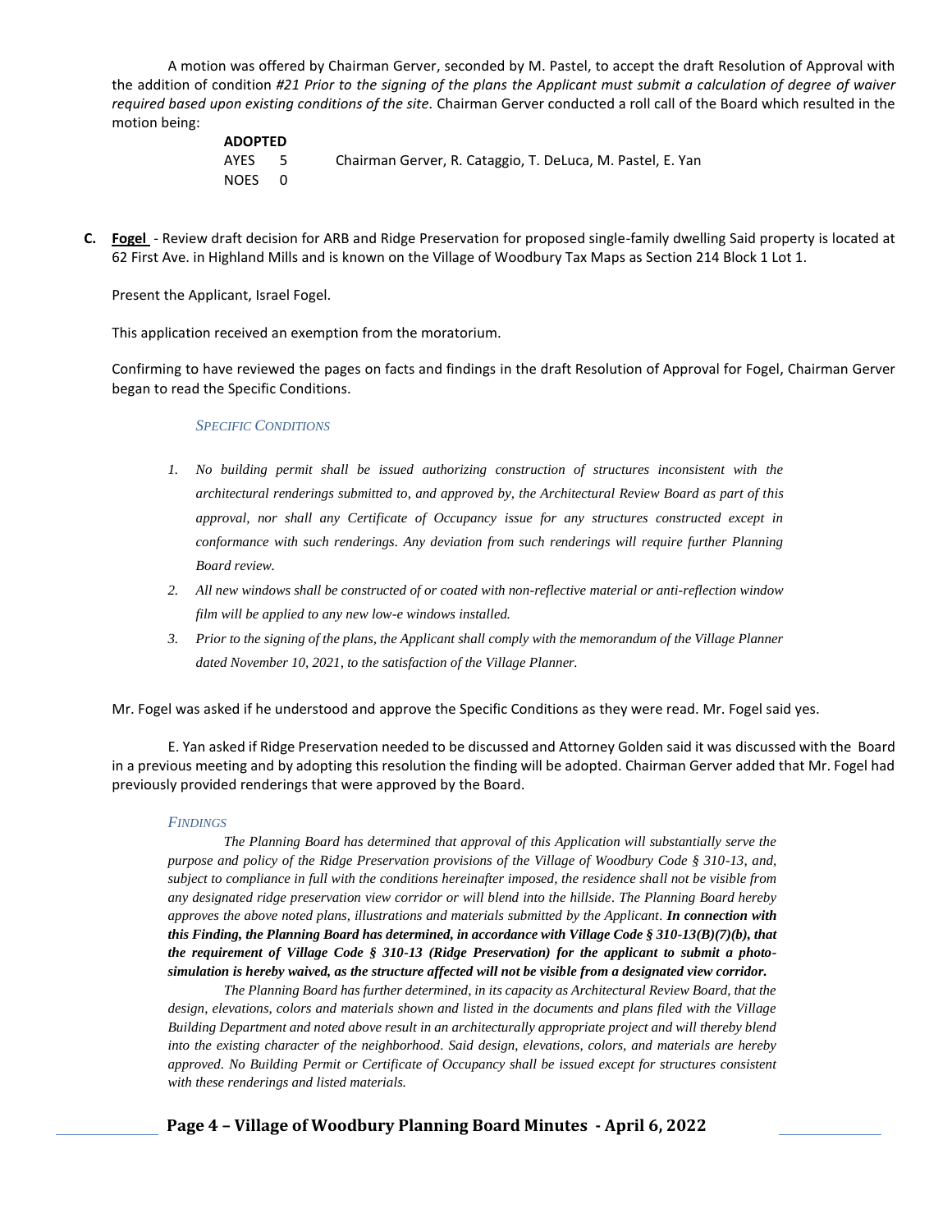A motion was offered by Chairman Gerver, seconded by M. Pastel, to accept the draft Resolution of Approval with the addition of condition *#21 Prior to the signing of the plans the Applicant must submit a calculation of degree of waiver required based upon existing conditions of the site*. Chairman Gerver conducted a roll call of the Board which resulted in the motion being:

**ADOPTED**
AYES 5 Chairman Gerver, R. Cataggio, T. DeLuca, M. Pastel, E. Yan
NOES 0

**C.** **Fogel** - Review draft decision for ARB and Ridge Preservation for proposed single-family dwelling Said property is located at 62 First Ave. in Highland Mills and is known on the Village of Woodbury Tax Maps as Section 214 Block 1 Lot 1.

Present the Applicant, Israel Fogel.

This application received an exemption from the moratorium.

Confirming to have reviewed the pages on facts and findings in the draft Resolution of Approval for Fogel, Chairman Gerver began to read the Specific Conditions.

*SPECIFIC CONDITIONS*

1. *No building permit shall be issued authorizing construction of structures inconsistent with the architectural renderings submitted to, and approved by, the Architectural Review Board as part of this approval, nor shall any Certificate of Occupancy issue for any structures constructed except in conformance with such renderings. Any deviation from such renderings will require further Planning Board review.*
2. *All new windows shall be constructed of or coated with non-reflective material or anti-reflection window film will be applied to any new low-e windows installed.*
3. *Prior to the signing of the plans, the Applicant shall comply with the memorandum of the Village Planner dated November 10, 2021, to the satisfaction of the Village Planner.*

Mr. Fogel was asked if he understood and approve the Specific Conditions as they were read. Mr. Fogel said yes.

E. Yan asked if Ridge Preservation needed to be discussed and Attorney Golden said it was discussed with the Board in a previous meeting and by adopting this resolution the finding will be adopted. Chairman Gerver added that Mr. Fogel had previously provided renderings that were approved by the Board.

*FINDINGS*

*The Planning Board has determined that approval of this Application will substantially serve the purpose and policy of the Ridge Preservation provisions of the Village of Woodbury Code § 310-13, and, subject to compliance in full with the conditions hereinafter imposed, the residence shall not be visible from any designated ridge preservation view corridor or will blend into the hillside. The Planning Board hereby approves the above noted plans, illustrations and materials submitted by the Applicant.* ***In connection with this Finding, the Planning Board has determined, in accordance with Village Code § 310-13(B)(7)(b), that the requirement of Village Code § 310-13 (Ridge Preservation) for the applicant to submit a photo-simulation is hereby waived, as the structure affected will not be visible from a designated view corridor.***

*The Planning Board has further determined, in its capacity as Architectural Review Board, that the design, elevations, colors and materials shown and listed in the documents and plans filed with the Village Building Department and noted above result in an architecturally appropriate project and will thereby blend into the existing character of the neighborhood. Said design, elevations, colors, and materials are hereby approved. No Building Permit or Certificate of Occupancy shall be issued except for structures consistent with these renderings and listed materials.*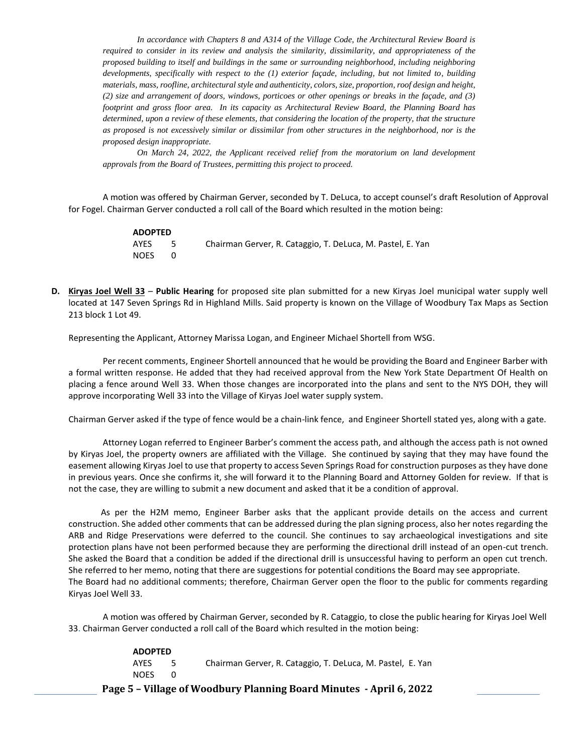*In accordance with Chapters 8 and A314 of the Village Code, the Architectural Review Board is required to consider in its review and analysis the similarity, dissimilarity, and appropriateness of the proposed building to itself and buildings in the same or surrounding neighborhood, including neighboring developments, specifically with respect to the (1) exterior façade, including, but not limited to, building materials, mass, roofline, architectural style and authenticity, colors, size, proportion, roof design and height, (2) size and arrangement of doors, windows, porticoes or other openings or breaks in the façade, and (3) footprint and gross floor area. In its capacity as Architectural Review Board, the Planning Board has determined, upon a review of these elements, that considering the location of the property, that the structure as proposed is not excessively similar or dissimilar from other structures in the neighborhood, nor is the proposed design inappropriate.*

*On March 24, 2022, the Applicant received relief from the moratorium on land development approvals from the Board of Trustees, permitting this project to proceed.*

A motion was offered by Chairman Gerver, seconded by T. DeLuca, to accept counsel's draft Resolution of Approval for Fogel. Chairman Gerver conducted a roll call of the Board which resulted in the motion being:

**ADOPTED**
AYES 5 Chairman Gerver, R. Cataggio, T. DeLuca, M. Pastel, E. Yan
NOES 0

**D. Kiryas Joel Well 33** – **Public Hearing** for proposed site plan submitted for a new Kiryas Joel municipal water supply well located at 147 Seven Springs Rd in Highland Mills. Said property is known on the Village of Woodbury Tax Maps as Section 213 block 1 Lot 49.

Representing the Applicant, Attorney Marissa Logan, and Engineer Michael Shortell from WSG.

Per recent comments, Engineer Shortell announced that he would be providing the Board and Engineer Barber with a formal written response. He added that they had received approval from the New York State Department Of Health on placing a fence around Well 33. When those changes are incorporated into the plans and sent to the NYS DOH, they will approve incorporating Well 33 into the Village of Kiryas Joel water supply system.

Chairman Gerver asked if the type of fence would be a chain-link fence, and Engineer Shortell stated yes, along with a gate.

Attorney Logan referred to Engineer Barber's comment the access path, and although the access path is not owned by Kiryas Joel, the property owners are affiliated with the Village. She continued by saying that they may have found the easement allowing Kiryas Joel to use that property to access Seven Springs Road for construction purposes as they have done in previous years. Once she confirms it, she will forward it to the Planning Board and Attorney Golden for review. If that is not the case, they are willing to submit a new document and asked that it be a condition of approval.

As per the H2M memo, Engineer Barber asks that the applicant provide details on the access and current construction. She added other comments that can be addressed during the plan signing process, also her notes regarding the ARB and Ridge Preservations were deferred to the council. She continues to say archaeological investigations and site protection plans have not been performed because they are performing the directional drill instead of an open-cut trench. She asked the Board that a condition be added if the directional drill is unsuccessful having to perform an open cut trench. She referred to her memo, noting that there are suggestions for potential conditions the Board may see appropriate.
The Board had no additional comments; therefore, Chairman Gerver open the floor to the public for comments regarding Kiryas Joel Well 33.

A motion was offered by Chairman Gerver, seconded by R. Cataggio, to close the public hearing for Kiryas Joel Well 33. Chairman Gerver conducted a roll call of the Board which resulted in the motion being:

**ADOPTED**
AYES 5 Chairman Gerver, R. Cataggio, T. DeLuca, M. Pastel, E. Yan
NOES 0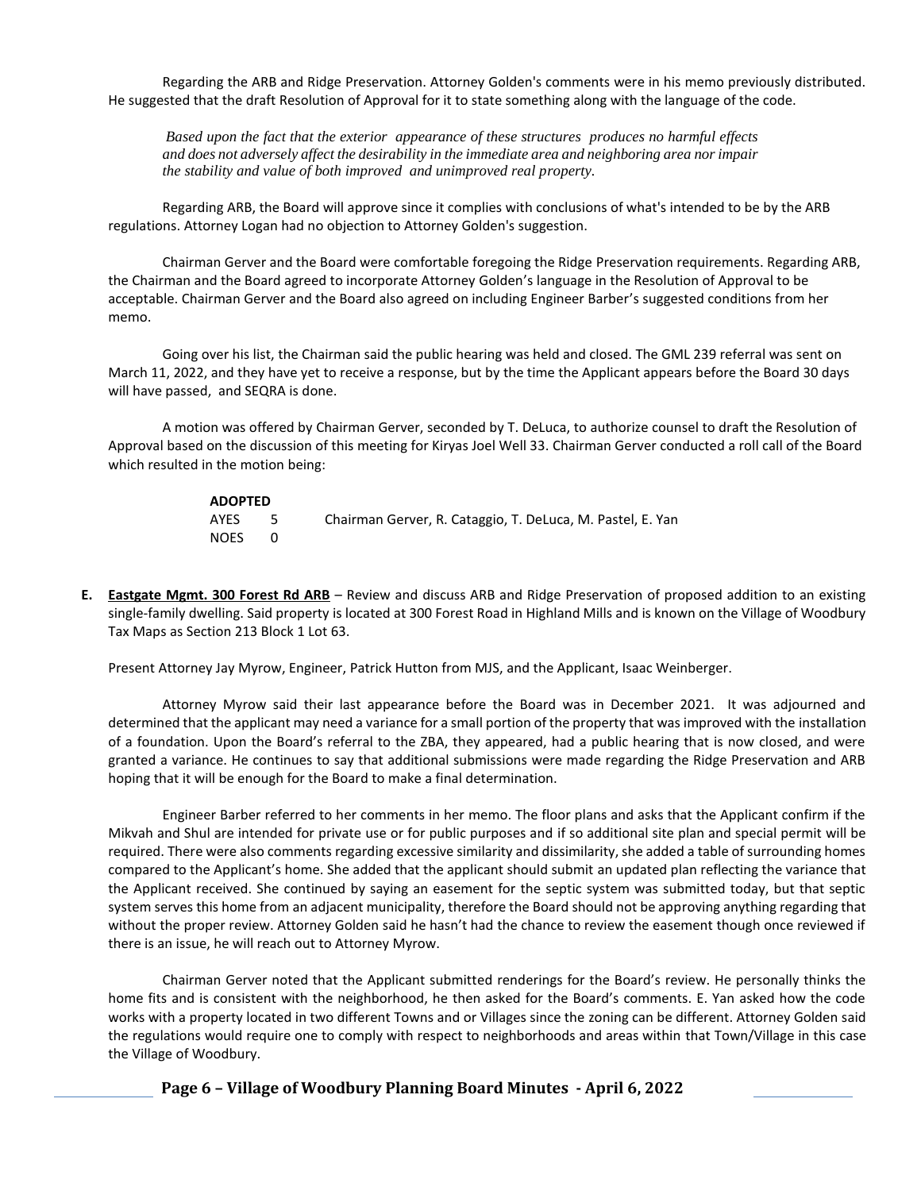Regarding the ARB and Ridge Preservation. Attorney Golden's comments were in his memo previously distributed. He suggested that the draft Resolution of Approval for it to state something along with the language of the code.

> *Based upon the fact that the exterior appearance of these structures produces no harmful effects and does not adversely affect the desirability in the immediate area and neighboring area nor impair the stability and value of both improved and unimproved real property.*

Regarding ARB, the Board will approve since it complies with conclusions of what's intended to be by the ARB regulations. Attorney Logan had no objection to Attorney Golden's suggestion.

Chairman Gerver and the Board were comfortable foregoing the Ridge Preservation requirements. Regarding ARB, the Chairman and the Board agreed to incorporate Attorney Golden's language in the Resolution of Approval to be acceptable. Chairman Gerver and the Board also agreed on including Engineer Barber's suggested conditions from her memo.

Going over his list, the Chairman said the public hearing was held and closed. The GML 239 referral was sent on March 11, 2022, and they have yet to receive a response, but by the time the Applicant appears before the Board 30 days will have passed, and SEQRA is done.

A motion was offered by Chairman Gerver, seconded by T. DeLuca, to authorize counsel to draft the Resolution of Approval based on the discussion of this meeting for Kiryas Joel Well 33. Chairman Gerver conducted a roll call of the Board which resulted in the motion being:

**ADOPTED**

| | | |
|---|---|---|
| AYES | 5 | Chairman Gerver, R. Cataggio, T. DeLuca, M. Pastel, E. Yan |
| NOES | 0 | |

**E.** **<u>Eastgate Mgmt. 300 Forest Rd ARB</u>** – Review and discuss ARB and Ridge Preservation of proposed addition to an existing single-family dwelling. Said property is located at 300 Forest Road in Highland Mills and is known on the Village of Woodbury Tax Maps as Section 213 Block 1 Lot 63.

Present Attorney Jay Myrow, Engineer, Patrick Hutton from MJS, and the Applicant, Isaac Weinberger.

Attorney Myrow said their last appearance before the Board was in December 2021. It was adjourned and determined that the applicant may need a variance for a small portion of the property that was improved with the installation of a foundation. Upon the Board's referral to the ZBA, they appeared, had a public hearing that is now closed, and were granted a variance. He continues to say that additional submissions were made regarding the Ridge Preservation and ARB hoping that it will be enough for the Board to make a final determination.

Engineer Barber referred to her comments in her memo. The floor plans and asks that the Applicant confirm if the Mikvah and Shul are intended for private use or for public purposes and if so additional site plan and special permit will be required. There were also comments regarding excessive similarity and dissimilarity, she added a table of surrounding homes compared to the Applicant's home. She added that the applicant should submit an updated plan reflecting the variance that the Applicant received. She continued by saying an easement for the septic system was submitted today, but that septic system serves this home from an adjacent municipality, therefore the Board should not be approving anything regarding that without the proper review. Attorney Golden said he hasn't had the chance to review the easement though once reviewed if there is an issue, he will reach out to Attorney Myrow.

Chairman Gerver noted that the Applicant submitted renderings for the Board's review. He personally thinks the home fits and is consistent with the neighborhood, he then asked for the Board's comments. E. Yan asked how the code works with a property located in two different Towns and or Villages since the zoning can be different. Attorney Golden said the regulations would require one to comply with respect to neighborhoods and areas within that Town/Village in this case the Village of Woodbury.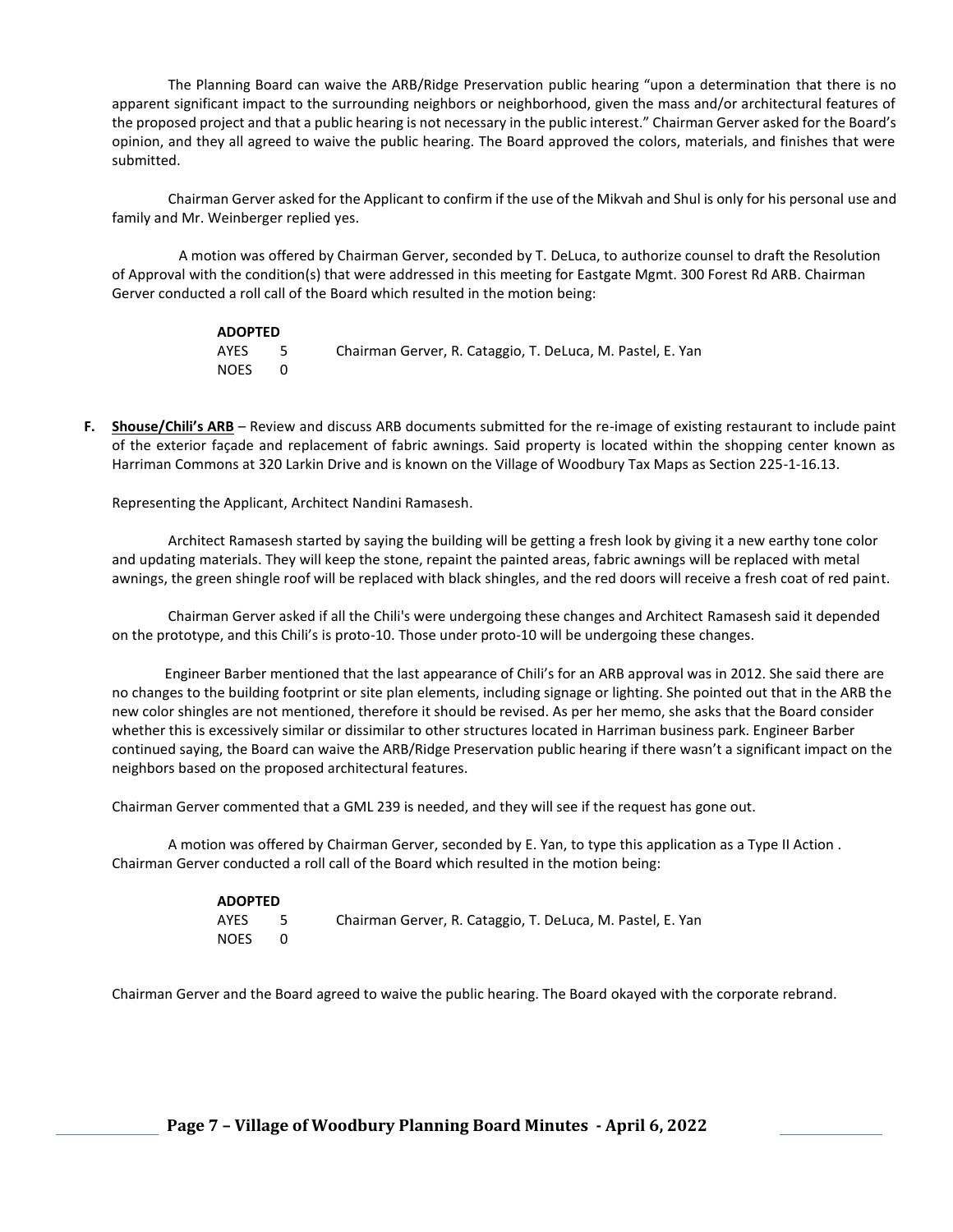The Planning Board can waive the ARB/Ridge Preservation public hearing "upon a determination that there is no apparent significant impact to the surrounding neighbors or neighborhood, given the mass and/or architectural features of the proposed project and that a public hearing is not necessary in the public interest." Chairman Gerver asked for the Board's opinion, and they all agreed to waive the public hearing. The Board approved the colors, materials, and finishes that were submitted.

Chairman Gerver asked for the Applicant to confirm if the use of the Mikvah and Shul is only for his personal use and family and Mr. Weinberger replied yes.

A motion was offered by Chairman Gerver, seconded by T. DeLuca, to authorize counsel to draft the Resolution of Approval with the condition(s) that were addressed in this meeting for Eastgate Mgmt. 300 Forest Rd ARB. Chairman Gerver conducted a roll call of the Board which resulted in the motion being:

**ADOPTED**
AYES 5 Chairman Gerver, R. Cataggio, T. DeLuca, M. Pastel, E. Yan
NOES 0

**F. Shouse/Chili's ARB** – Review and discuss ARB documents submitted for the re-image of existing restaurant to include paint of the exterior façade and replacement of fabric awnings. Said property is located within the shopping center known as Harriman Commons at 320 Larkin Drive and is known on the Village of Woodbury Tax Maps as Section 225-1-16.13.

Representing the Applicant, Architect Nandini Ramasesh.

Architect Ramasesh started by saying the building will be getting a fresh look by giving it a new earthy tone color and updating materials. They will keep the stone, repaint the painted areas, fabric awnings will be replaced with metal awnings, the green shingle roof will be replaced with black shingles, and the red doors will receive a fresh coat of red paint.

Chairman Gerver asked if all the Chili's were undergoing these changes and Architect Ramasesh said it depended on the prototype, and this Chili's is proto-10. Those under proto-10 will be undergoing these changes.

Engineer Barber mentioned that the last appearance of Chili's for an ARB approval was in 2012. She said there are no changes to the building footprint or site plan elements, including signage or lighting. She pointed out that in the ARB the new color shingles are not mentioned, therefore it should be revised. As per her memo, she asks that the Board consider whether this is excessively similar or dissimilar to other structures located in Harriman business park. Engineer Barber continued saying, the Board can waive the ARB/Ridge Preservation public hearing if there wasn't a significant impact on the neighbors based on the proposed architectural features.

Chairman Gerver commented that a GML 239 is needed, and they will see if the request has gone out.

A motion was offered by Chairman Gerver, seconded by E. Yan, to type this application as a Type II Action . Chairman Gerver conducted a roll call of the Board which resulted in the motion being:

**ADOPTED**
AYES 5 Chairman Gerver, R. Cataggio, T. DeLuca, M. Pastel, E. Yan
NOES 0

Chairman Gerver and the Board agreed to waive the public hearing. The Board okayed with the corporate rebrand.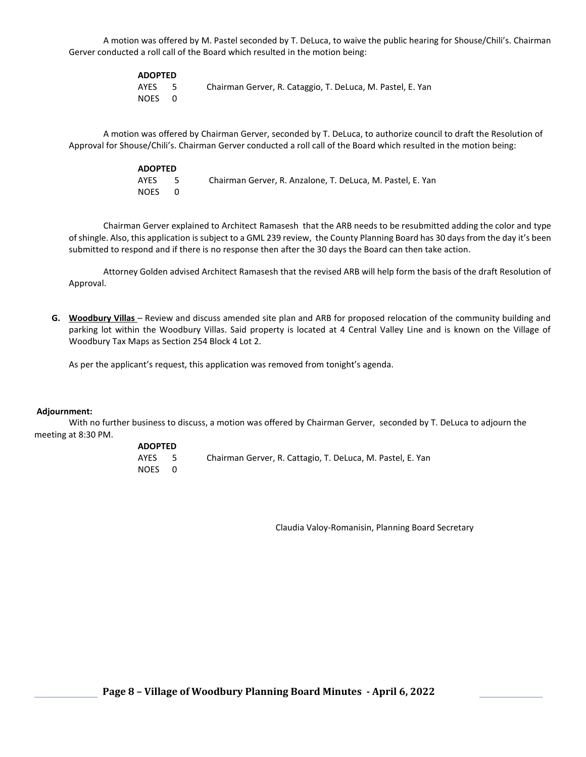A motion was offered by M. Pastel seconded by T. DeLuca, to waive the public hearing for Shouse/Chili's. Chairman Gerver conducted a roll call of the Board which resulted in the motion being:

**ADOPTED**
AYES 5 Chairman Gerver, R. Cataggio, T. DeLuca, M. Pastel, E. Yan
NOES 0

A motion was offered by Chairman Gerver, seconded by T. DeLuca, to authorize council to draft the Resolution of Approval for Shouse/Chili's. Chairman Gerver conducted a roll call of the Board which resulted in the motion being:

**ADOPTED**
AYES 5 Chairman Gerver, R. Anzalone, T. DeLuca, M. Pastel, E. Yan
NOES 0

Chairman Gerver explained to Architect Ramasesh that the ARB needs to be resubmitted adding the color and type of shingle. Also, this application is subject to a GML 239 review, the County Planning Board has 30 days from the day it's been submitted to respond and if there is no response then after the 30 days the Board can then take action.

Attorney Golden advised Architect Ramasesh that the revised ARB will help form the basis of the draft Resolution of Approval.

**G. Woodbury Villas** – Review and discuss amended site plan and ARB for proposed relocation of the community building and parking lot within the Woodbury Villas. Said property is located at 4 Central Valley Line and is known on the Village of Woodbury Tax Maps as Section 254 Block 4 Lot 2.

As per the applicant's request, this application was removed from tonight's agenda.

**Adjournment:**

With no further business to discuss, a motion was offered by Chairman Gerver, seconded by T. DeLuca to adjourn the meeting at 8:30 PM.

**ADOPTED**
AYES 5 Chairman Gerver, R. Cattagio, T. DeLuca, M. Pastel, E. Yan
NOES 0

Claudia Valoy-Romanisin, Planning Board Secretary